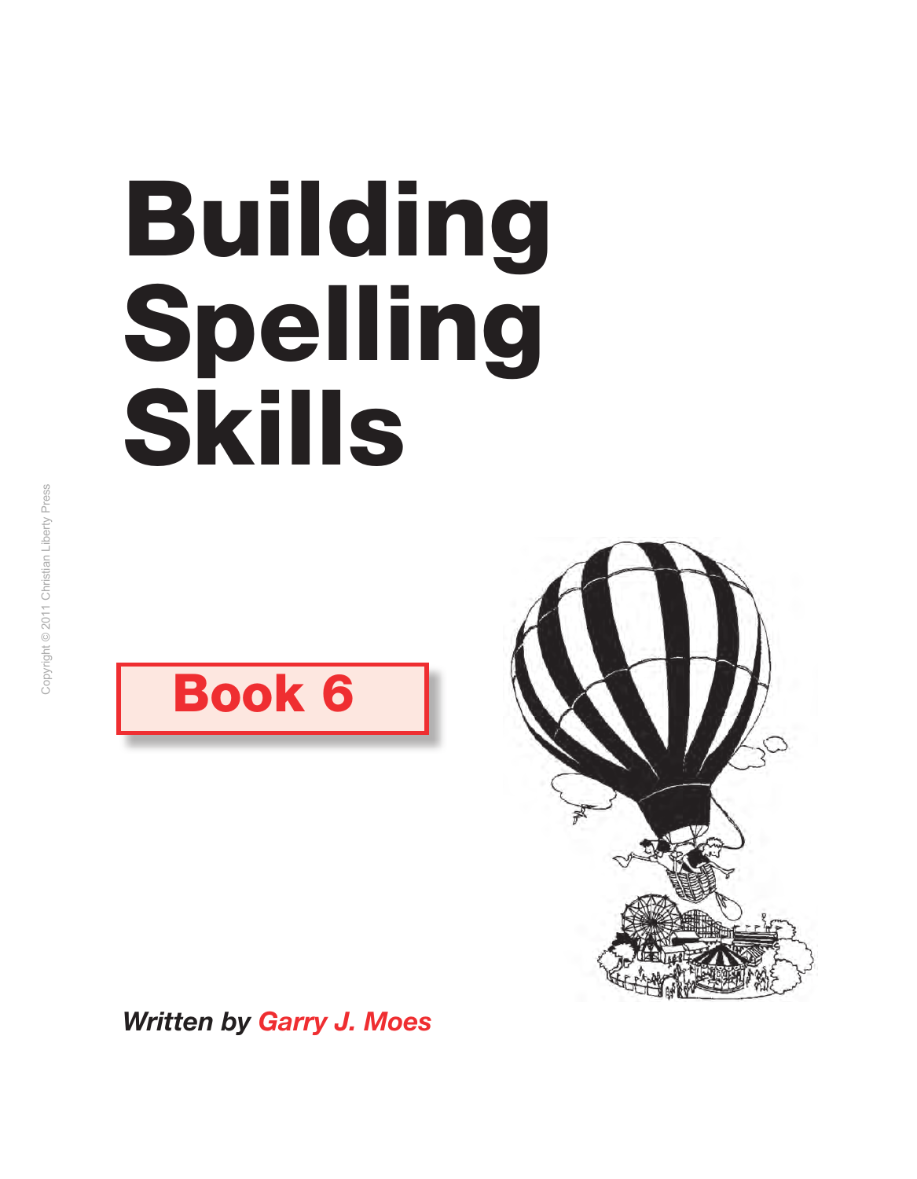# Building Spelling Skills

Copyright © 2011 Christian Liberty Press

**Book 6**

***Written by Garry J. Moes***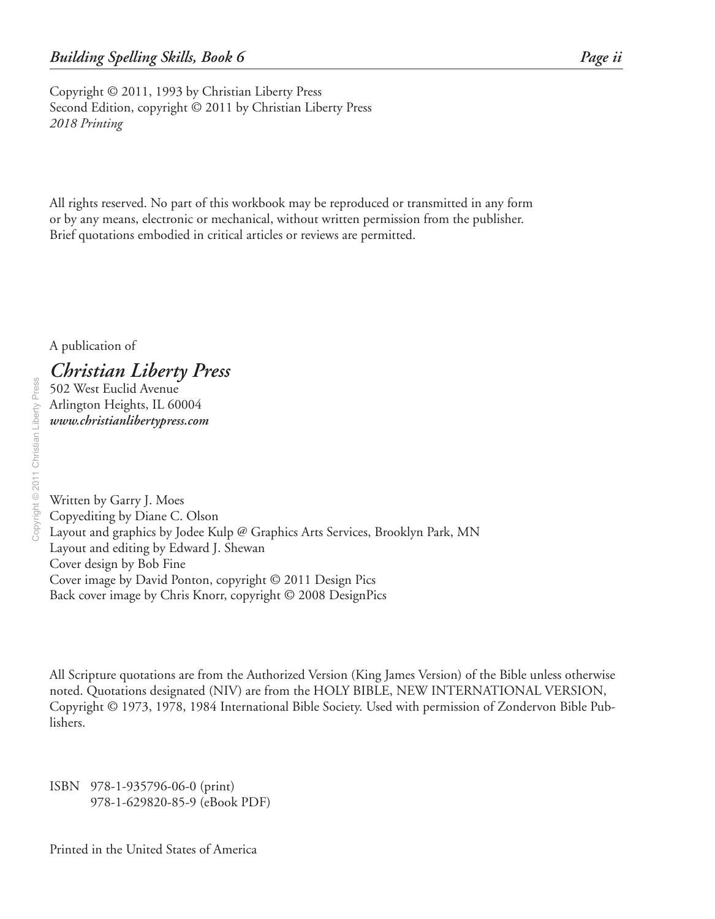Copyright © 2011, 1993 by Christian Liberty Press
Second Edition, copyright © 2011 by Christian Liberty Press
*2018 Printing*

All rights reserved. No part of this workbook may be reproduced or transmitted in any form or by any means, electronic or mechanical, without written permission from the publisher. Brief quotations embodied in critical articles or reviews are permitted.

A publication of

***Christian Liberty Press***
502 West Euclid Avenue
Arlington Heights, IL 60004
***www.christianlibertypress.com***

Written by Garry J. Moes
Copyediting by Diane C. Olson
Layout and graphics by Jodee Kulp @ Graphics Arts Services, Brooklyn Park, MN
Layout and editing by Edward J. Shewan
Cover design by Bob Fine
Cover image by David Ponton, copyright © 2011 Design Pics
Back cover image by Chris Knorr, copyright © 2008 DesignPics

All Scripture quotations are from the Authorized Version (King James Version) of the Bible unless otherwise noted. Quotations designated (NIV) are from the HOLY BIBLE, NEW INTERNATIONAL VERSION, Copyright © 1973, 1978, 1984 International Bible Society. Used with permission of Zondervon Bible Publishers.

ISBN 978-1-935796-06-0 (print)
978-1-629820-85-9 (eBook PDF)

Printed in the United States of America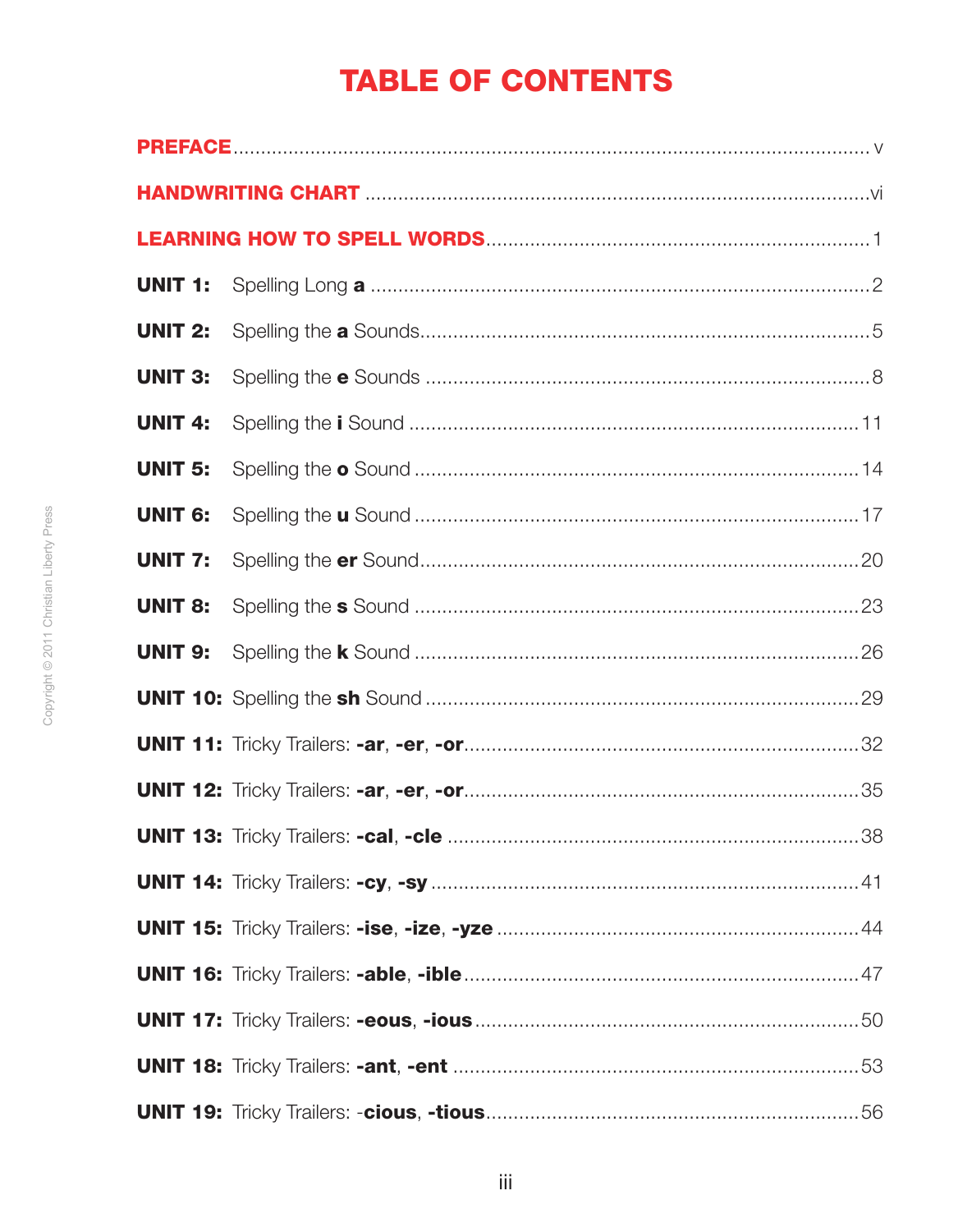# TABLE OF CONTENTS

**PREFACE** ..... v

**HANDWRITING CHART** ..... vi

**LEARNING HOW TO SPELL WORDS** ..... 1

**UNIT 1:** Spelling Long **a** ..... 2

**UNIT 2:** Spelling the **a** Sounds ..... 5

**UNIT 3:** Spelling the **e** Sounds ..... 8

**UNIT 4:** Spelling the **i** Sound ..... 11

**UNIT 5:** Spelling the **o** Sound ..... 14

**UNIT 6:** Spelling the **u** Sound ..... 17

**UNIT 7:** Spelling the **er** Sound ..... 20

**UNIT 8:** Spelling the **s** Sound ..... 23

**UNIT 9:** Spelling the **k** Sound ..... 26

**UNIT 10:** Spelling the **sh** Sound ..... 29

**UNIT 11:** Tricky Trailers: **-ar**, **-er**, **-or** ..... 32

**UNIT 12:** Tricky Trailers: **-ar**, **-er**, **-or** ..... 35

**UNIT 13:** Tricky Trailers: **-cal**, **-cle** ..... 38

**UNIT 14:** Tricky Trailers: **-cy**, **-sy** ..... 41

**UNIT 15:** Tricky Trailers: **-ise**, **-ize**, **-yze** ..... 44

**UNIT 16:** Tricky Trailers: **-able**, **-ible** ..... 47

**UNIT 17:** Tricky Trailers: **-eous**, **-ious** ..... 50

**UNIT 18:** Tricky Trailers: **-ant**, **-ent** ..... 53

**UNIT 19:** Tricky Trailers: -**cious**, **-tious** ..... 56

Copyright © 2011 Christian Liberty Press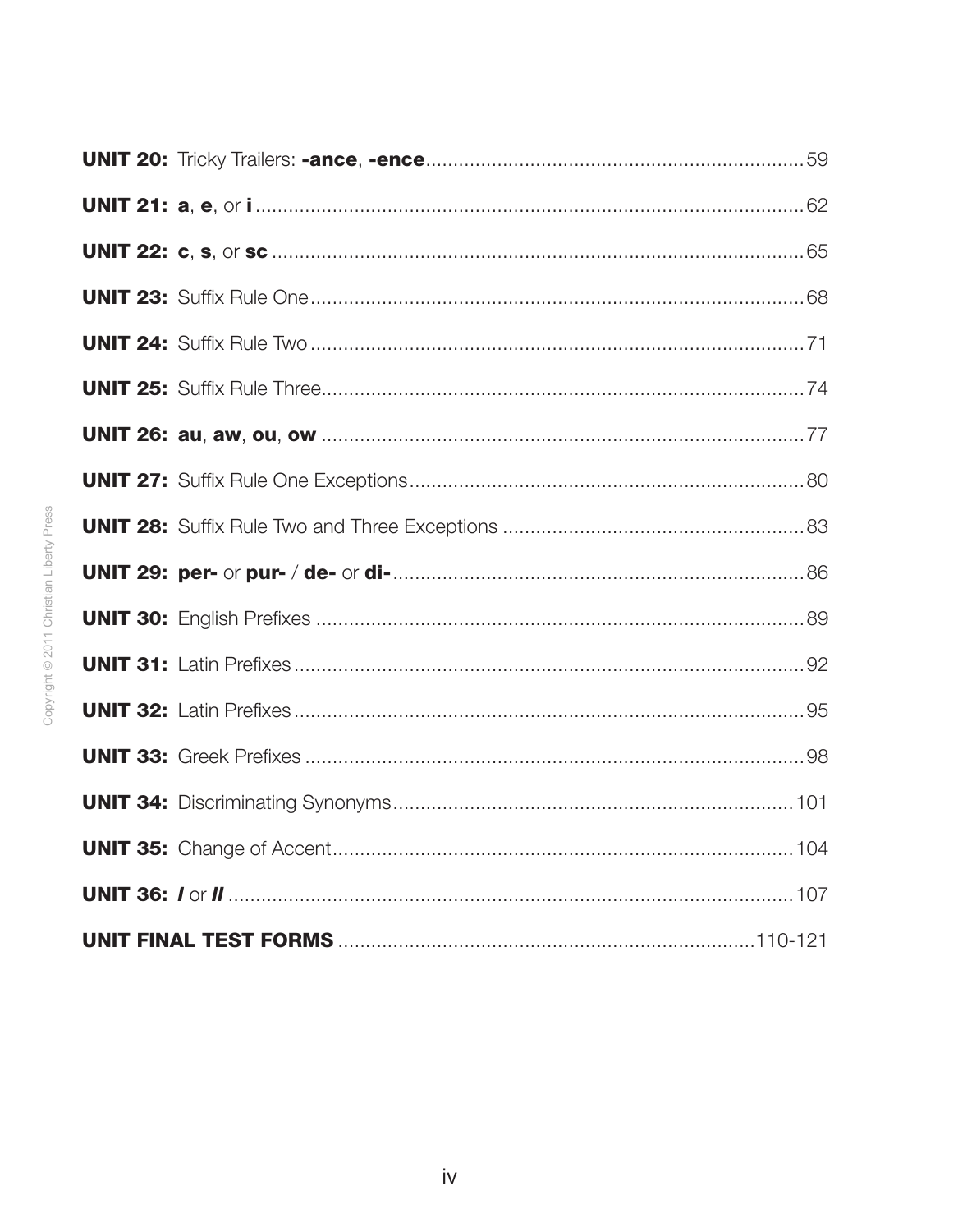**UNIT 20:** Tricky Trailers: **-ance**, **-ence**....................................................................59

**UNIT 21: a**, **e**, or **i**...................................................................................................62

**UNIT 22: c**, **s**, or **sc**...............................................................................................65

**UNIT 23:** Suffix Rule One.........................................................................................68

**UNIT 24:** Suffix Rule Two.........................................................................................71

**UNIT 25:** Suffix Rule Three.......................................................................................74

**UNIT 26: au**, **aw**, **ou**, **ow**.......................................................................................77

**UNIT 27:** Suffix Rule One Exceptions.......................................................................80

**UNIT 28:** Suffix Rule Two and Three Exceptions.......................................................83

**UNIT 29: per-** or **pur-** / **de-** or **di-**..........................................................................86

**UNIT 30:** English Prefixes.........................................................................................89

**UNIT 31:** Latin Prefixes.............................................................................................92

**UNIT 32:** Latin Prefixes.............................................................................................95

**UNIT 33:** Greek Prefixes...........................................................................................98

**UNIT 34:** Discriminating Synonyms........................................................................101

**UNIT 35:** Change of Accent....................................................................................104

**UNIT 36:** ***l*** or ***ll***.........................................................................................................107

**UNIT FINAL TEST FORMS**...........................................................................110-121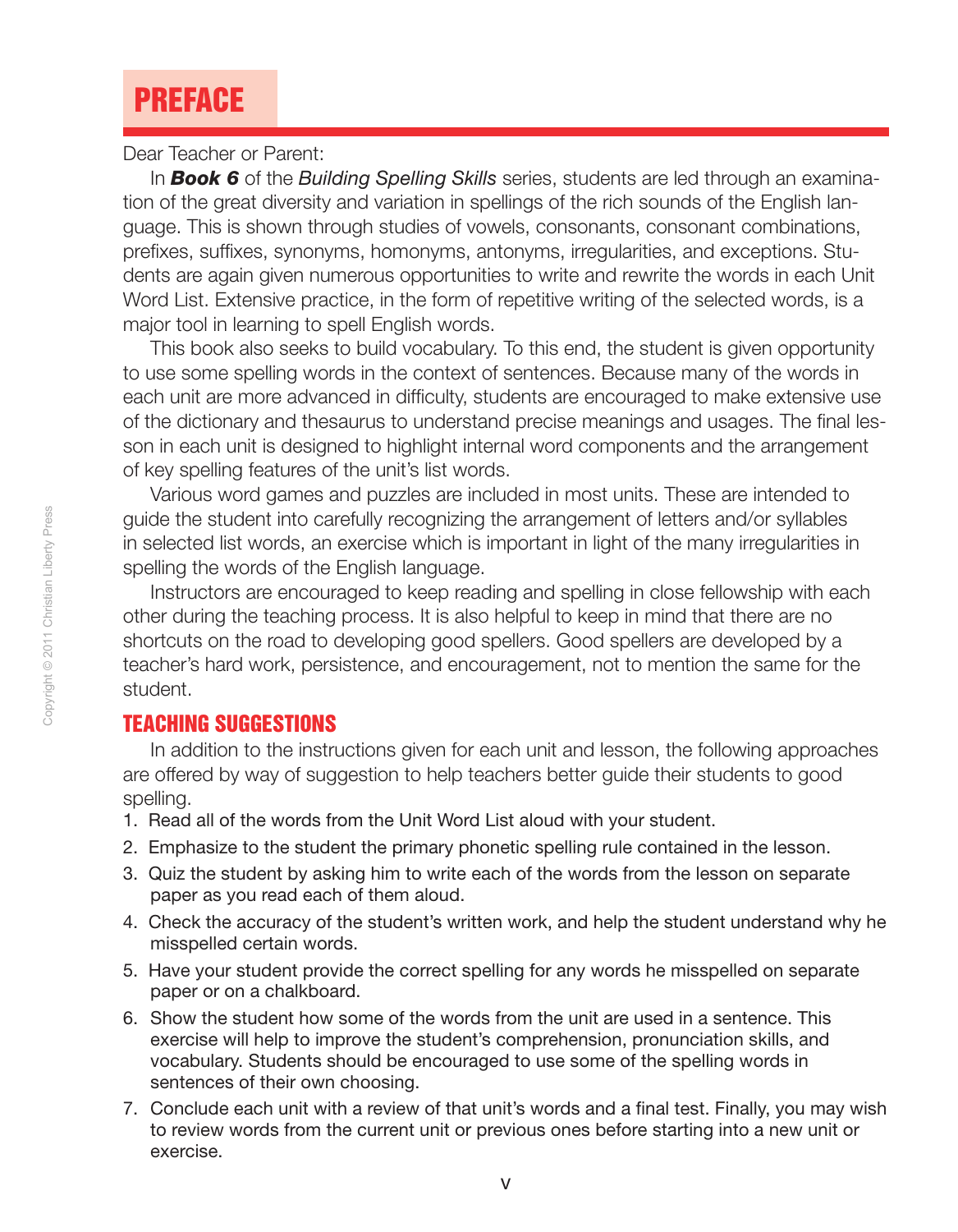# PREFACE

Dear Teacher or Parent:

In ***Book 6*** of the *Building Spelling Skills* series, students are led through an examination of the great diversity and variation in spellings of the rich sounds of the English language. This is shown through studies of vowels, consonants, consonant combinations, prefixes, suffixes, synonyms, homonyms, antonyms, irregularities, and exceptions. Students are again given numerous opportunities to write and rewrite the words in each Unit Word List. Extensive practice, in the form of repetitive writing of the selected words, is a major tool in learning to spell English words.

This book also seeks to build vocabulary. To this end, the student is given opportunity to use some spelling words in the context of sentences. Because many of the words in each unit are more advanced in difficulty, students are encouraged to make extensive use of the dictionary and thesaurus to understand precise meanings and usages. The final lesson in each unit is designed to highlight internal word components and the arrangement of key spelling features of the unit's list words.

Various word games and puzzles are included in most units. These are intended to guide the student into carefully recognizing the arrangement of letters and/or syllables in selected list words, an exercise which is important in light of the many irregularities in spelling the words of the English language.

Instructors are encouraged to keep reading and spelling in close fellowship with each other during the teaching process. It is also helpful to keep in mind that there are no shortcuts on the road to developing good spellers. Good spellers are developed by a teacher's hard work, persistence, and encouragement, not to mention the same for the student.

## TEACHING SUGGESTIONS

In addition to the instructions given for each unit and lesson, the following approaches are offered by way of suggestion to help teachers better guide their students to good spelling.

1. Read all of the words from the Unit Word List aloud with your student.
2. Emphasize to the student the primary phonetic spelling rule contained in the lesson.
3. Quiz the student by asking him to write each of the words from the lesson on separate paper as you read each of them aloud.
4. Check the accuracy of the student's written work, and help the student understand why he misspelled certain words.
5. Have your student provide the correct spelling for any words he misspelled on separate paper or on a chalkboard.
6. Show the student how some of the words from the unit are used in a sentence. This exercise will help to improve the student's comprehension, pronunciation skills, and vocabulary. Students should be encouraged to use some of the spelling words in sentences of their own choosing.
7. Conclude each unit with a review of that unit's words and a final test. Finally, you may wish to review words from the current unit or previous ones before starting into a new unit or exercise.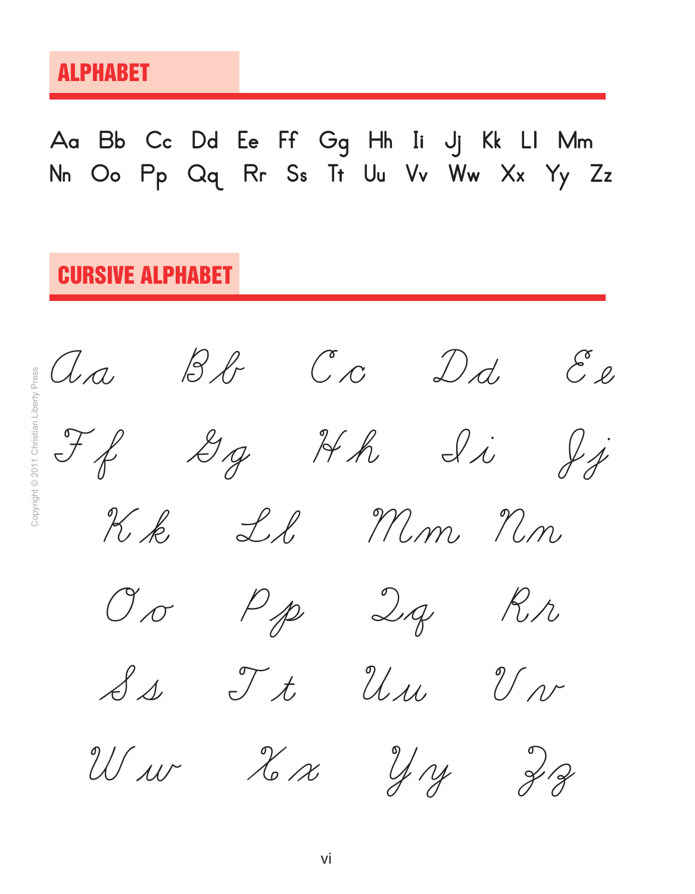## ALPHABET

Aa Bb Cc Dd Ee Ff Gg Hh Ii Jj Kk Ll Mm
Nn Oo Pp Qq Rr Ss Tt Uu Vv Ww Xx Yy Zz

## CURSIVE ALPHABET

*Aa Bb Cc Dd Ee*

*Ff Gg Hh Ii Jj*

*Kk Ll Mm Nn*

*Oo Pp Qq Rr*

*Ss Tt Uu Vv*

*Ww Xx Yy Zz*

Copyright © 2011 Christian Liberty Press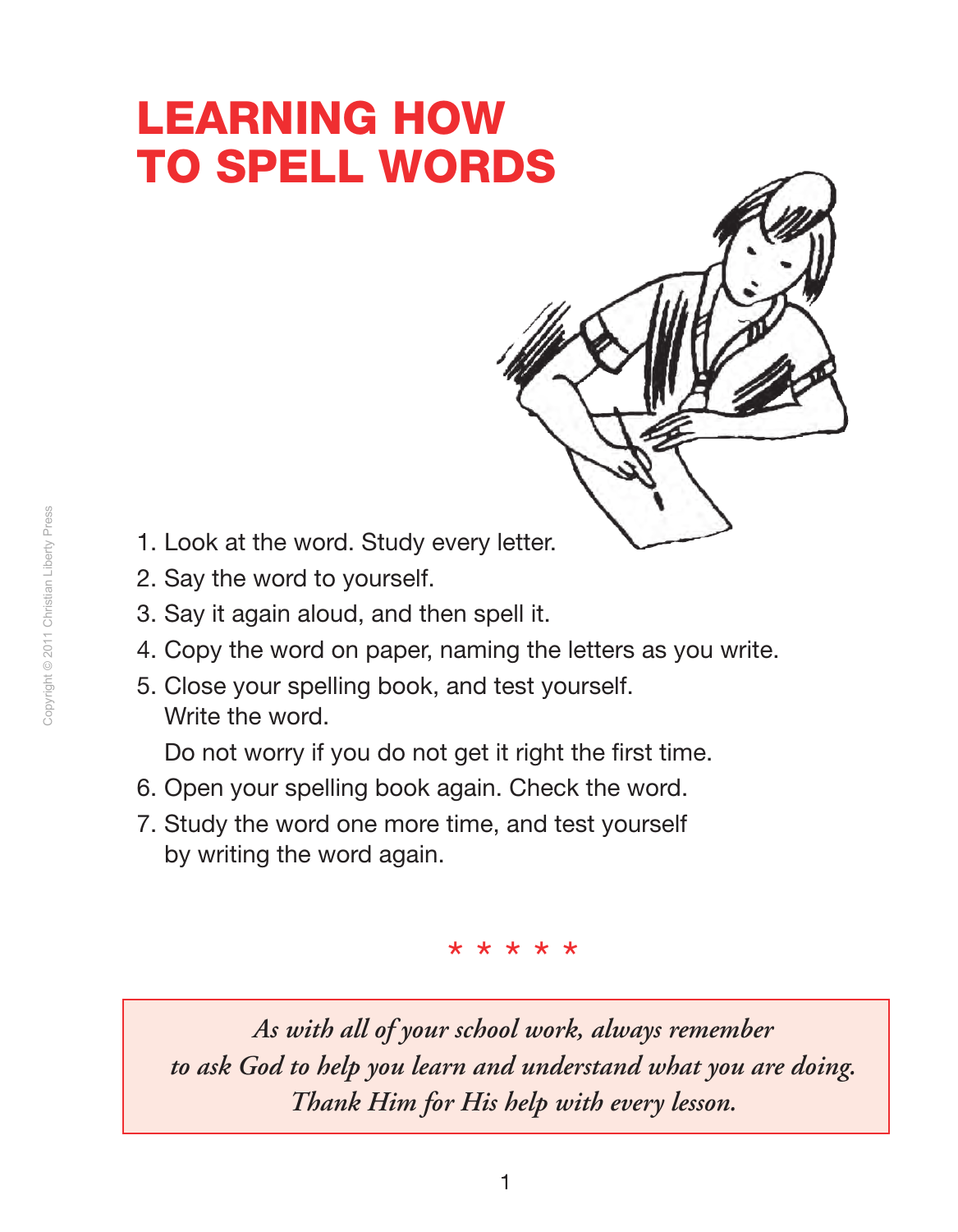# LEARNING HOW TO SPELL WORDS

1. Look at the word. Study every letter.
2. Say the word to yourself.
3. Say it again aloud, and then spell it.
4. Copy the word on paper, naming the letters as you write.
5. Close your spelling book, and test yourself. Write the word.

   Do not worry if you do not get it right the first time.
6. Open your spelling book again. Check the word.
7. Study the word one more time, and test yourself by writing the word again.

* * * * *

*As with all of your school work, always remember to ask God to help you learn and understand what you are doing. Thank Him for His help with every lesson.*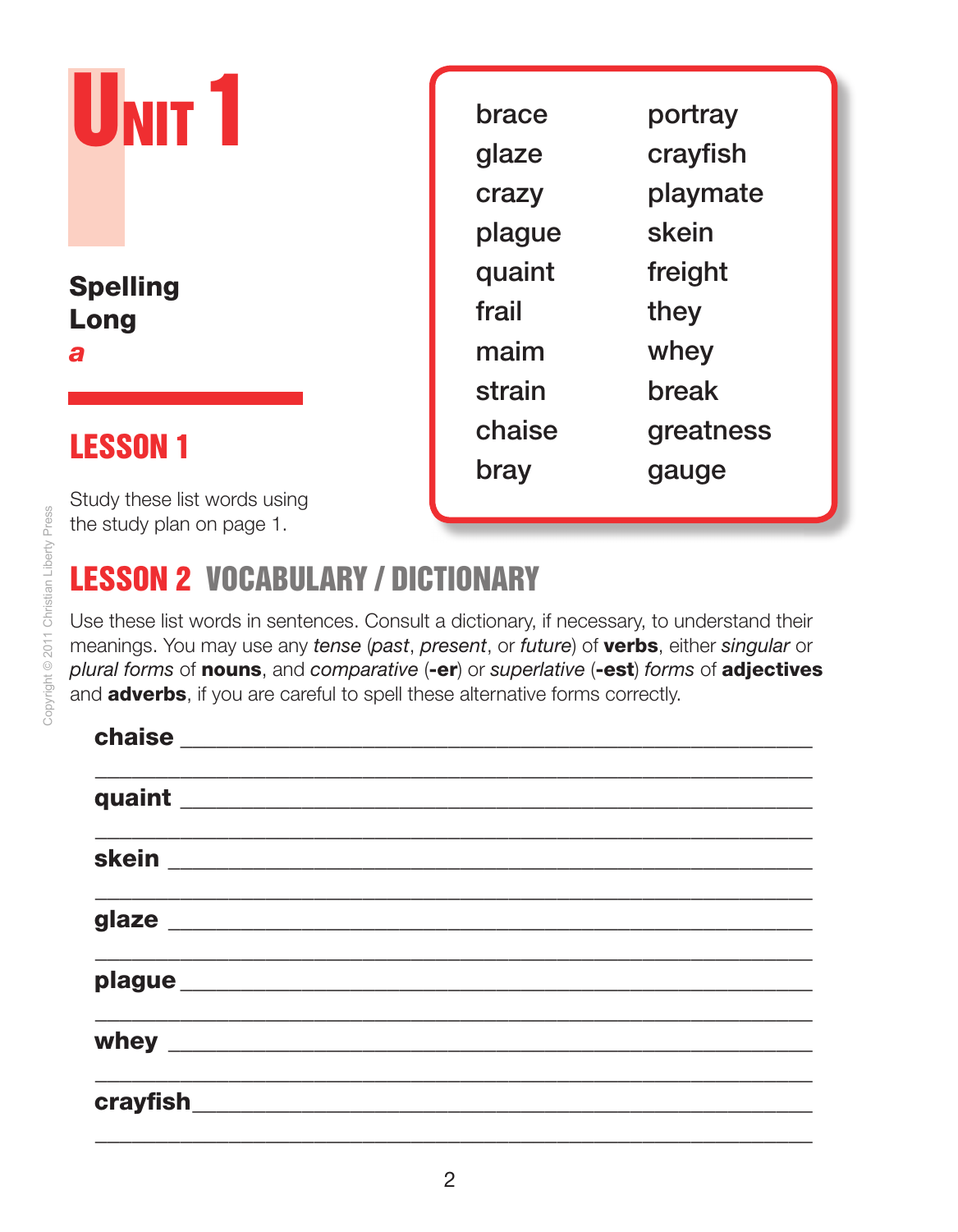# UNIT 1

**Spelling Long *a***

## LESSON 1

Study these list words using the study plan on page 1.

| | |
|---|---|
| brace | portray |
| glaze | crayfish |
| crazy | playmate |
| plague | skein |
| quaint | freight |
| frail | they |
| maim | whey |
| strain | break |
| chaise | greatness |
| bray | gauge |

## LESSON 2 VOCABULARY / DICTIONARY

Use these list words in sentences. Consult a dictionary, if necessary, to understand their meanings. You may use any *tense* (*past*, *present*, or *future*) of **verbs**, either *singular* or *plural forms* of **nouns**, and *comparative* (**-er**) or *superlative* (**-est**) *forms* of **adjectives** and **adverbs**, if you are careful to spell these alternative forms correctly.

**chaise** ______________________________________________

______________________________________________

**quaint** ______________________________________________

______________________________________________

**skein** ______________________________________________

______________________________________________

**glaze** ______________________________________________

______________________________________________

**plague** ______________________________________________

______________________________________________

**whey** ______________________________________________

______________________________________________

**crayfish** ______________________________________________

______________________________________________

Copyright © 2011 Christian Liberty Press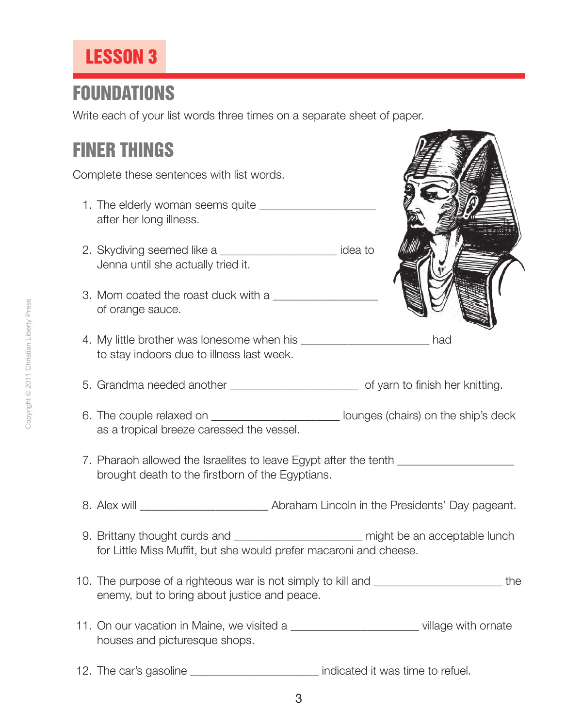## LESSON 3

# FOUNDATIONS

Write each of your list words three times on a separate sheet of paper.

# FINER THINGS

Complete these sentences with list words.

1. The elderly woman seems quite ___________________ after her long illness.
2. Skydiving seemed like a ___________________ idea to Jenna until she actually tried it.
3. Mom coated the roast duck with a _________________ of orange sauce.
4. My little brother was lonesome when his _____________________ had to stay indoors due to illness last week.
5. Grandma needed another _____________________ of yarn to finish her knitting.
6. The couple relaxed on _____________________ lounges (chairs) on the ship's deck as a tropical breeze caressed the vessel.
7. Pharaoh allowed the Israelites to leave Egypt after the tenth ___________________ brought death to the firstborn of the Egyptians.
8. Alex will _____________________ Abraham Lincoln in the Presidents' Day pageant.
9. Brittany thought curds and _____________________ might be an acceptable lunch for Little Miss Muffit, but she would prefer macaroni and cheese.
10. The purpose of a righteous war is not simply to kill and _____________________ the enemy, but to bring about justice and peace.
11. On our vacation in Maine, we visited a _____________________ village with ornate houses and picturesque shops.
12. The car's gasoline _____________________ indicated it was time to refuel.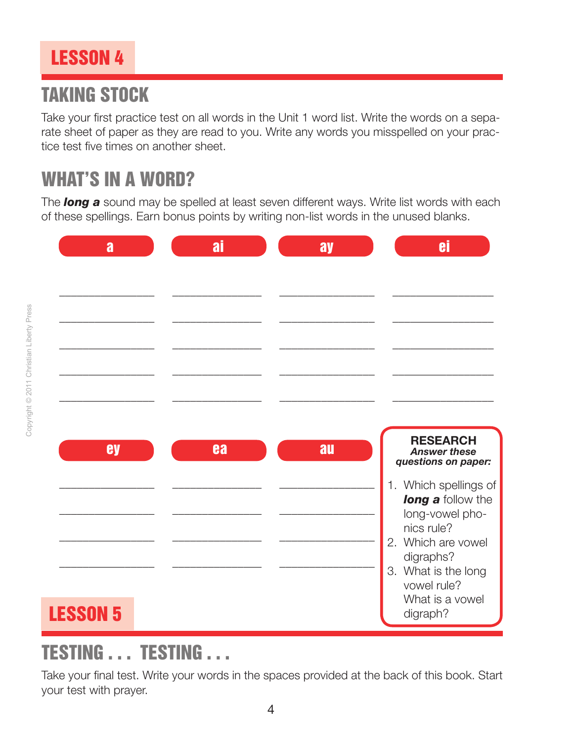# LESSON 4

## TAKING STOCK

Take your first practice test on all words in the Unit 1 word list. Write the words on a separate sheet of paper as they are read to you. Write any words you misspelled on your practice test five times on another sheet.

## WHAT'S IN A WORD?

The ***long a*** sound may be spelled at least seven different ways. Write list words with each of these spellings. Earn bonus points by writing non-list words in the unused blanks.

| a | ai | ay | ei |
|---|---|---|---|
| ______ | ______ | ______ | ______ |
| ______ | ______ | ______ | ______ |
| ______ | ______ | ______ | ______ |
| ______ | ______ | ______ | ______ |
| ______ | ______ | ______ | ______ |

| ey | ea | au |
|---|---|---|
| ______ | ______ | ______ |
| ______ | ______ | ______ |
| ______ | ______ | ______ |
| ______ | ______ | ______ |

**RESEARCH**
***Answer these questions on paper:***

1. Which spellings of ***long a*** follow the long-vowel phonics rule?
2. Which are vowel digraphs?
3. What is the long vowel rule? What is a vowel digraph?

# LESSON 5

## TESTING . . . TESTING . . .

Take your final test. Write your words in the spaces provided at the back of this book. Start your test with prayer.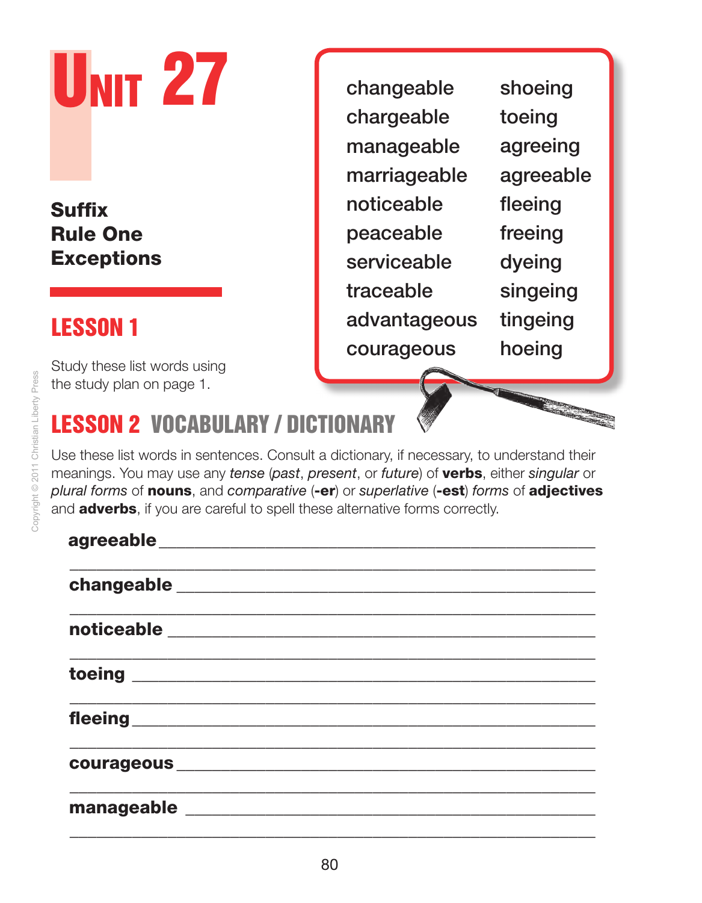# UNIT 27

**Suffix Rule One Exceptions**

## LESSON 1

Study these list words using the study plan on page 1.

| | |
|---|---|
| changeable | shoeing |
| chargeable | toeing |
| manageable | agreeing |
| marriageable | agreeable |
| noticeable | fleeing |
| peaceable | freeing |
| serviceable | dyeing |
| traceable | singeing |
| advantageous | tingeing |
| courageous | hoeing |

## LESSON 2 VOCABULARY / DICTIONARY

Use these list words in sentences. Consult a dictionary, if necessary, to understand their meanings. You may use any *tense* (*past*, *present*, or *future*) of **verbs**, either *singular* or *plural forms* of **nouns**, and *comparative* (**-er**) or *superlative* (**-est**) *forms* of **adjectives** and **adverbs**, if you are careful to spell these alternative forms correctly.

**agreeable** ____________________________________________

________________________________________________________

**changeable** __________________________________________

________________________________________________________

**noticeable** ___________________________________________

________________________________________________________

**toeing** ______________________________________________

________________________________________________________

**fleeing** _____________________________________________

________________________________________________________

**courageous** __________________________________________

________________________________________________________

**manageable** __________________________________________

________________________________________________________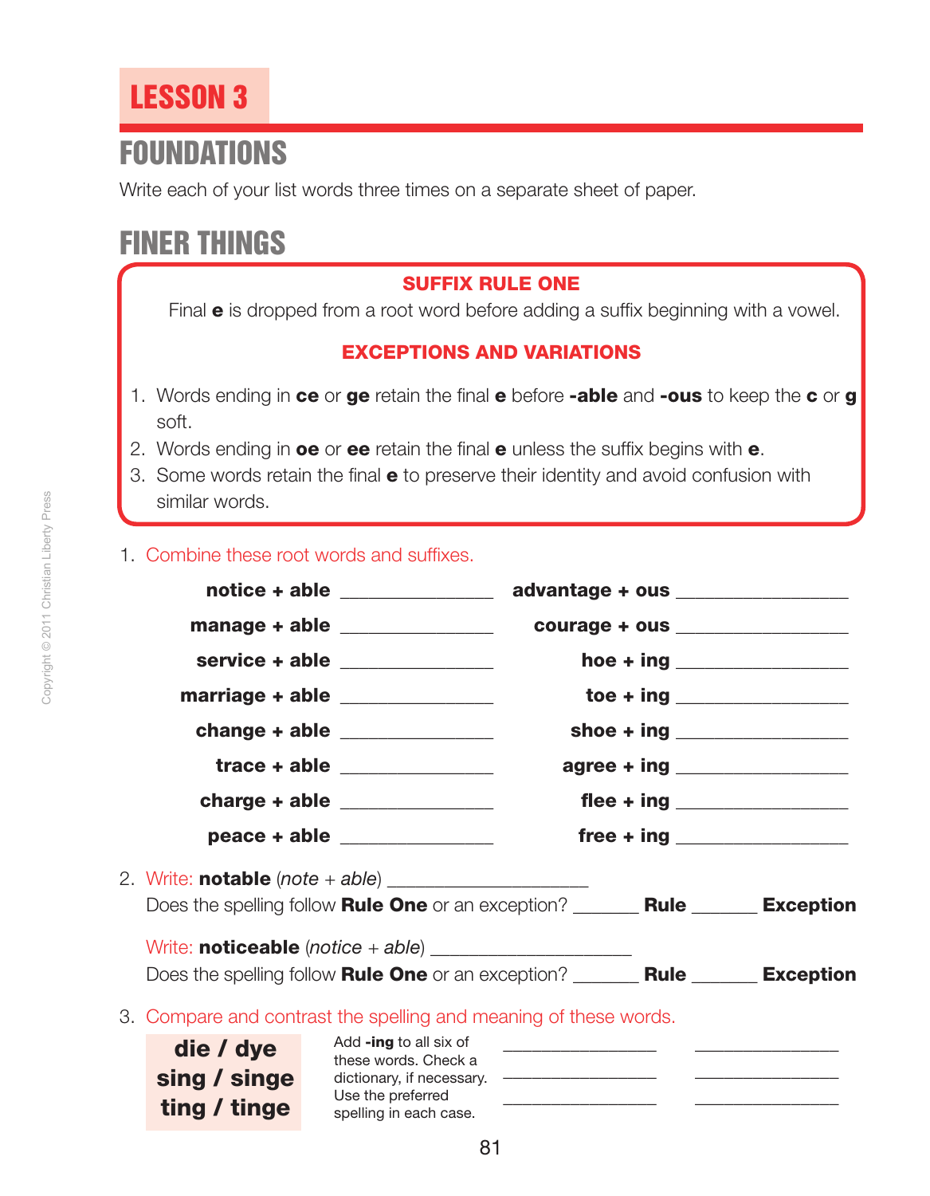# LESSON 3

## FOUNDATIONS

Write each of your list words three times on a separate sheet of paper.

## FINER THINGS

**SUFFIX RULE ONE**

Final **e** is dropped from a root word before adding a suffix beginning with a vowel.

**EXCEPTIONS AND VARIATIONS**

1. Words ending in **ce** or **ge** retain the final **e** before **-able** and **-ous** to keep the **c** or **g** soft.
2. Words ending in **oe** or **ee** retain the final **e** unless the suffix begins with **e**.
3. Some words retain the final **e** to preserve their identity and avoid confusion with similar words.

1. Combine these root words and suffixes.

| | |
|---|---|
| **notice + able** ______________ | **advantage + ous** ______________ |
| **manage + able** ______________ | **courage + ous** ______________ |
| **service + able** ______________ | **hoe + ing** ______________ |
| **marriage + able** ______________ | **toe + ing** ______________ |
| **change + able** ______________ | **shoe + ing** ______________ |
| **trace + able** ______________ | **agree + ing** ______________ |
| **charge + able** ______________ | **flee + ing** ______________ |
| **peace + able** ______________ | **free + ing** ______________ |

2. Write: **notable** (*note* + *able*) ____________________
   Does the spelling follow **Rule One** or an exception? _______ **Rule** _______ **Exception**

   Write: **noticeable** (*notice* + *able*) ____________________
   Does the spelling follow **Rule One** or an exception? _______ **Rule** _______ **Exception**

3. Compare and contrast the spelling and meaning of these words.

**die / dye**
**sing / singe**
**ting / tinge**

Add **-ing** to all six of these words. Check a dictionary, if necessary. Use the preferred spelling in each case.

______________ ______________
______________ ______________
______________ ______________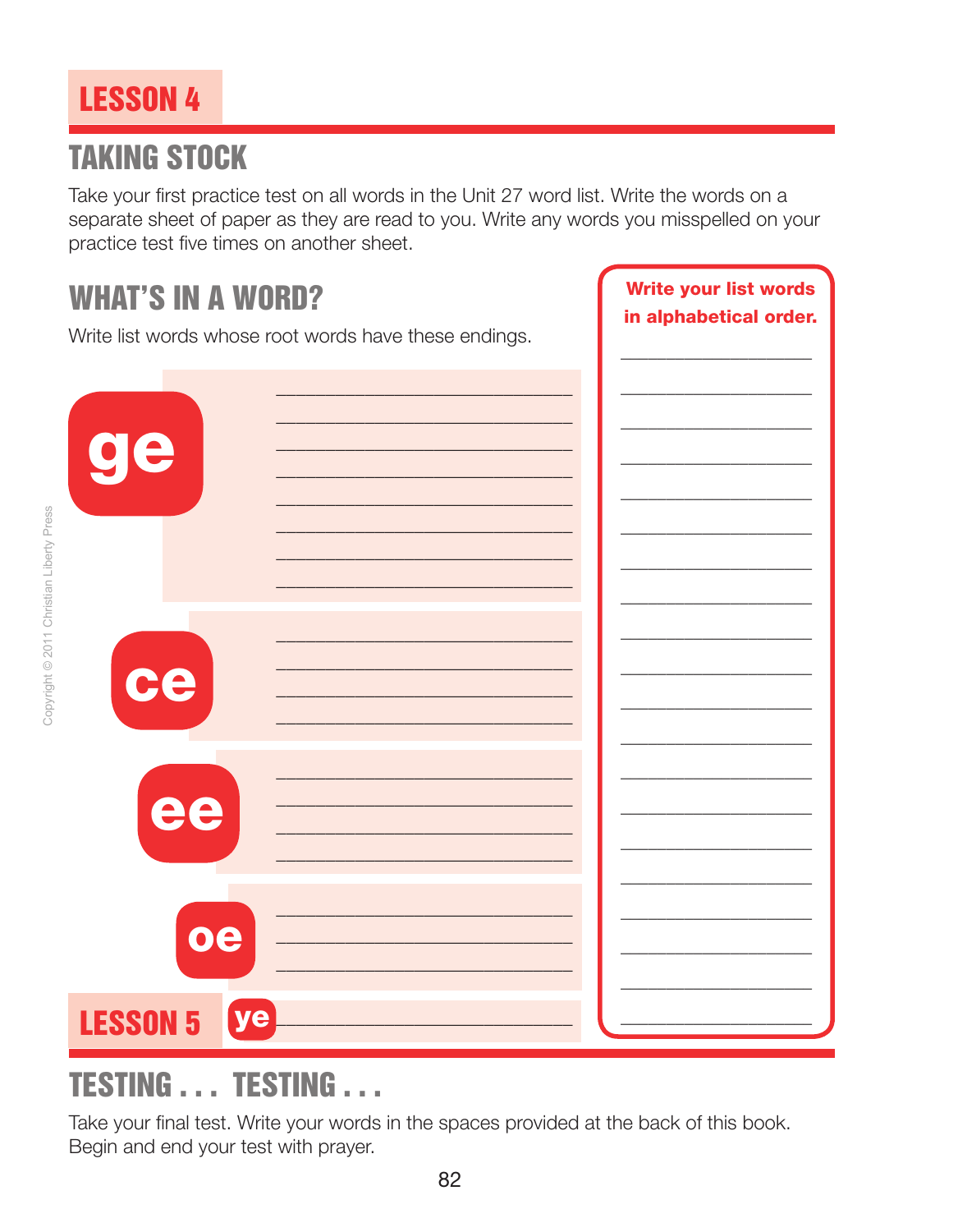## LESSON 4

# TAKING STOCK

Take your first practice test on all words in the Unit 27 word list. Write the words on a separate sheet of paper as they are read to you. Write any words you misspelled on your practice test five times on another sheet.

# WHAT'S IN A WORD?

Write list words whose root words have these endings.

**ge**

________________________
________________________
________________________
________________________
________________________
________________________
________________________
________________________

**ce**

________________________
________________________
________________________
________________________

**ee**

________________________
________________________
________________________
________________________

**oe**

________________________
________________________
________________________

**ye**

________________________

**Write your list words in alphabetical order.**

________________
________________
________________
________________
________________
________________
________________
________________
________________
________________
________________
________________
________________
________________
________________
________________
________________
________________
________________
________________

Copyright © 2011 Christian Liberty Press

## LESSON 5

# TESTING . . . TESTING . . .

Take your final test. Write your words in the spaces provided at the back of this book. Begin and end your test with prayer.